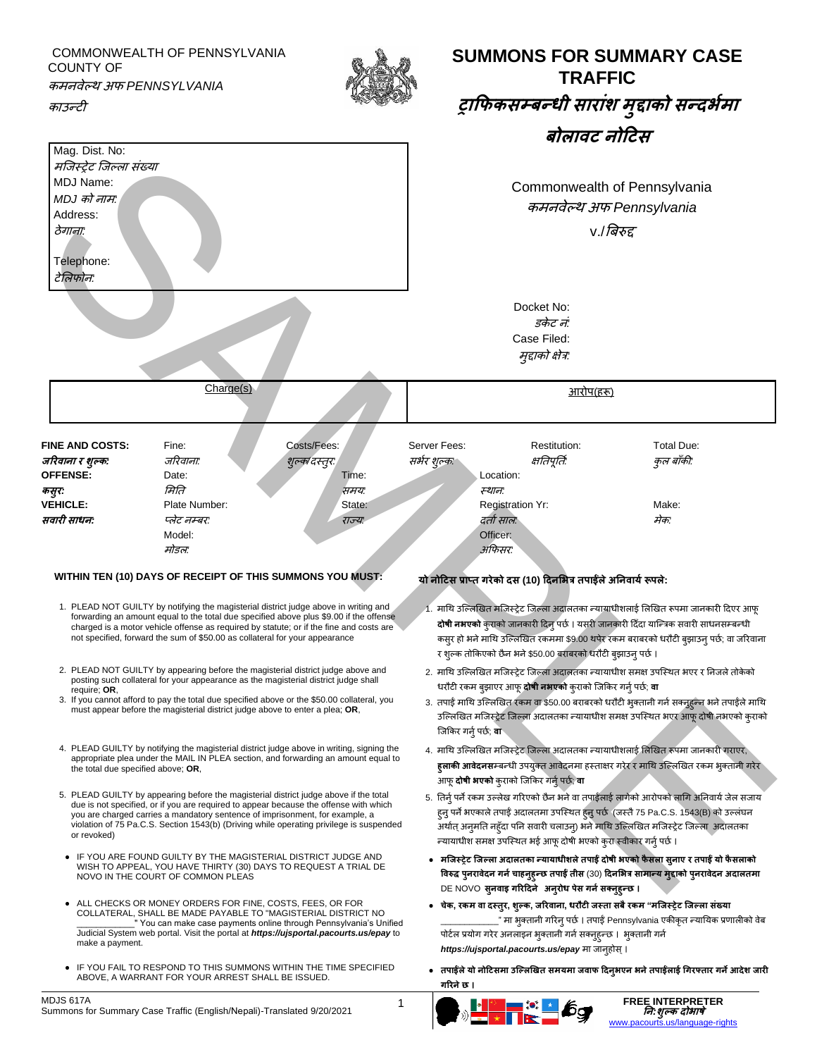COMMONWEALTH OF PENNSYLVANIA
COUNTY OF
*कमनवेल्थ अफ PENNSYLVANIA*
*काउन्टी*

# SUMMONS FOR SUMMARY CASE TRAFFIC

# *ट्राफिकसम्बन्धी सारांश मुद्दाको सन्दर्भमा बोलावट नोटिस*

Mag. Dist. No:
*मजिस्ट्रेट जिल्ला संख्या*
MDJ Name:
*MDJ को नाम:*
Address:
*ठेगाना:*

Telephone:
*टेलिफोन:*

Commonwealth of Pennsylvania
*कमनवेल्थ अफ Pennsylvania*
v./*बिरुद्द*

Docket No:
*डकेट नं:*
Case Filed:
*मुद्दाको क्षेत्र:*

| Charge(s) | आरोप(हरू) |
|---|---|
| | |

| | | | | | |
|---|---|---|---|---|---|
| **FINE AND COSTS:** *जरिवाना र शुल्क:* | Fine: *जरिवाना:* | Costs/Fees: *शुल्क/दस्तुर:* | Server Fees: *सर्भर शुल्क:* | Restitution: *क्षतिपूर्ति:* | Total Due: *कुल बाँकी:* |
| **OFFENSE:** *कसुर:* | Date: *मिति* | Time: *समय:* | Location: *स्थान:* | | |
| **VEHICLE:** *सवारी साधन:* | Plate Number: *प्लेट नम्बर:* | State: *राज्य:* | Registration Yr: *दर्ता साल:* | | Make: *मेक:* |
| | Model: *मोडल:* | | Officer: *अफिसर:* | | |

**WITHIN TEN (10) DAYS OF RECEIPT OF THIS SUMMONS YOU MUST:**

1. PLEAD NOT GUILTY by notifying the magisterial district judge above in writing and forwarding an amount equal to the total due specified above plus $9.00 if the offense charged is a motor vehicle offense as required by statute; or if the fine and costs are not specified, forward the sum of $50.00 as collateral for your appearance
2. PLEAD NOT GUILTY by appearing before the magisterial district judge above and posting such collateral for your appearance as the magisterial district judge shall require; **OR**,
3. If you cannot afford to pay the total due specified above or the $50.00 collateral, you must appear before the magisterial district judge above to enter a plea; **OR**,
4. PLEAD GUILTY by notifying the magisterial district judge above in writing, signing the appropriate plea under the MAIL IN PLEA section, and forwarding an amount equal to the total due specified above; **OR**,
5. PLEAD GUILTY by appearing before the magisterial district judge above if the total due is not specified, or if you are required to appear because the offense with which you are charged carries a mandatory sentence of imprisonment, for example, a violation of 75 Pa.C.S. Section 1543(b) (Driving while operating privilege is suspended or revoked)

- IF YOU ARE FOUND GUILTY BY THE MAGISTERIAL DISTRICT JUDGE AND WISH TO APPEAL, YOU HAVE THIRTY (30) DAYS TO REQUEST A TRIAL DE NOVO IN THE COURT OF COMMON PLEAS
- ALL CHECKS OR MONEY ORDERS FOR FINE, COSTS, FEES, OR FOR COLLATERAL, SHALL BE MADE PAYABLE TO "MAGISTERIAL DISTRICT NO \_\_\_\_\_\_\_\_\_\_\_\_" You can make case payments online through Pennsylvania's Unified Judicial System web portal. Visit the portal at ***https://ujsportal.pacourts.us/epay*** to make a payment.
- IF YOU FAIL TO RESPOND TO THIS SUMMONS WITHIN THE TIME SPECIFIED ABOVE, A WARRANT FOR YOUR ARREST SHALL BE ISSUED.

**यो नोटिस प्राप्त गरेको दस (10) दिनभित्र तपाईंले अनिवार्य रूपले:**

1. माथि उल्लिखित मजिस्ट्रेट जिल्ला अदालतका न्यायाधीशलाई लिखित रूपमा जानकारी दिएर आफू **दोषी नभएको** कुराको जानकारी दिनु पर्छ। यसरी जानकारी दिँदा यान्त्रिक सवारी साधनसम्बन्धी कसुर हो भने माथि उल्लिखित रकममा $9.00 थपेर रकम बराबरको धरौटी बुझाउनु पर्छ; वा जरिवाना र शुल्क तोकिएको छैन भने $50.00 बराबरको धरौटी बुझाउनु पर्छ।
2. माथि उल्लिखित मजिस्ट्रेट जिल्ला अदालतका न्यायाधीश समक्ष उपस्थित भएर र निजले तोकेको धरौटी रकम बुझाएर आफू **दोषी नभएको** कुराको जिकिर गर्नु पर्छ; **वा**
3. तपाईं माथि उल्लिखित रकम वा $50.00 बराबरको धरौटी भुक्तानी गर्न सक्नुहुन्न भने तपाईंले माथि उल्लिखित मजिस्ट्रेट जिल्ला अदालतका न्यायाधीश समक्ष उपस्थित भएर आफू दोषी नभएको कुराको जिकिर गर्नु पर्छ; **वा**
4. माथि उल्लिखित मजिस्ट्रेट जिल्ला अदालतका न्यायाधीशलाई लिखित रूपमा जानकारी गराएर, **हुलाकी आवेदनस**म्बन्धी उपयुक्त आवेदनमा हस्ताक्षर गरेर र माथि उल्लिखित रकम भुक्तानी गरेर आफू **दोषी भएको** कुराको जिकिर गर्नु पर्छ; **वा**
5. तिर्नु पर्ने रकम उल्लेख गरिएको छैन भने वा तपाईंलाई लागेको आरोपको लागि अनिवार्य जेल सजाय हुनु पर्ने भएकाले तपाईं अदालतमा उपस्थित हुनु पर्छ (जस्तै 75 Pa.C.S. 1543(B) को उल्लंघन अर्थात् अनुमति नहुँदा पनि सवारी चलाउनु) भने माथि उल्लिखित मजिस्ट्रेट जिल्ला अदालतका न्यायाधीश समक्ष उपस्थित भई आफू दोषी भएको कुरा स्वीकार गर्नु पर्छ।

- **मजिस्ट्रेट जिल्ला अदालतका न्यायाधीशले तपाईं दोषी भएको फैसला सुनाए र तपाईं यो फैसलाको विरुद्ध पुनरावेदन गर्न चाहनुहुन्छ तपाईं तीस** (30) **दिनभित्र सामान्य मुद्दाको पुनरावेदन अदालतमा** DE NOVO **सुनवाइ गरिदिने अनुरोध पेस गर्न सक्नुहुन्छ।**
- **चेक, रकम वा दस्तुर, शुल्क, जरिवाना, धरौटी जस्ता सबै रकम "मजिस्ट्रेट जिल्ला संख्या** \_\_\_\_\_\_\_\_\_\_\_\_" मा भुक्तानी गरिनु पर्छ। तपाईं Pennsylvania एकीकृत न्यायिक प्रणालीको वेब पोर्टल प्रयोग गरेर अनलाइन भुक्तानी गर्न सक्नुहुन्छ। भुक्तानी गर्न ***https://ujsportal.pacourts.us/epay*** मा जानुहोस्।
- **तपाईंले यो नोटिसमा उल्लिखित समयमा जवाफ दिनुभएन भने तपाईंलाई गिरफ्तार गर्ने आदेश जारी गरिने छ।**

MDJS 617A
Summons for Summary Case Traffic (English/Nepali)-Translated 9/20/2021

**FREE INTERPRETER**
***नि:शुल्क दोभाषे***
www.pacourts.us/language-rights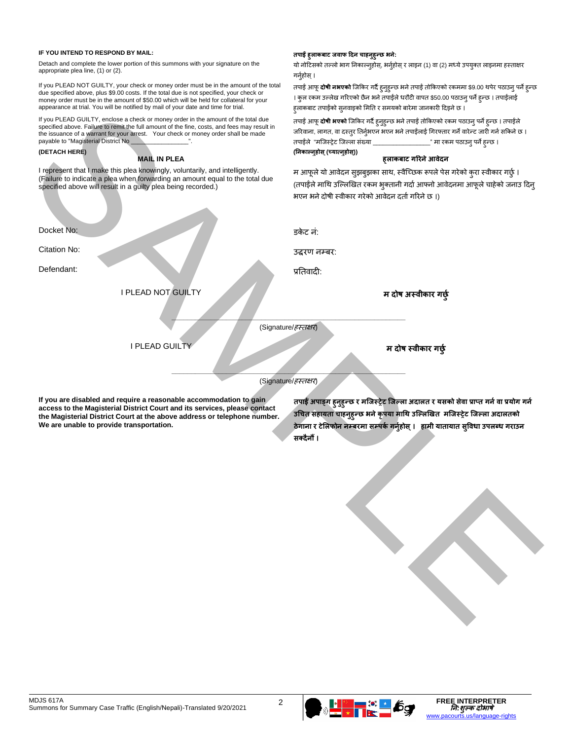**IF YOU INTEND TO RESPOND BY MAIL:**

Detach and complete the lower portion of this summons with your signature on the appropriate plea line, (1) or (2).

If you PLEAD NOT GUILTY, your check or money order must be in the amount of the total due specified above, plus $9.00 costs. If the total due is not specified, your check or money order must be in the amount of $50.00 which will be held for collateral for your appearance at trial. You will be notified by mail of your date and time for trial.

If you PLEAD GUILTY, enclose a check or money order in the amount of the total due specified above. Failure to remit the full amount of the fine, costs, and fees may result in the issuance of a warrant for your arrest. Your check or money order shall be made payable to "Magisterial District No ________________".

**तपाईं हुलाकबाट जवाफ दिन चाहनुहुन्छ भने:**

यो नोटिसको तल्लो भाग निकाल्नुहोस्, भर्नुहोस् र लाइन (1) वा (2) मध्ये उपयुक्त लाइनमा हस्ताक्षर गर्नुहोस् ।

तपाईं आफू **दोषी नभएको** जिकिर गर्दै हुनुहुन्छ भने तपाईं तोकिएको रकममा $9.00 थपेर पठाउनु पर्ने हुन्छ । कुल रकम उल्लेख गरिएको छैन भने तपाईंले धरौटी वापत $50.00 पठाउनु पर्ने हुन्छ । तपाईंलाई हुलाकबाट तपाईंको सुनवाइको मिति र समयको बारेमा जानकारी दिइने छ ।

तपाईं आफू **दोषी भएको** जिकिर गर्दै हुनुहुन्छ भने तपाईं तोकिएको रकम पठाउनु पर्ने हुन्छ । तपाईंले जरिवाना, लागत, वा दस्तुर तिर्नुभएन भएन भने तपाईंलाई गिरफ्तार गर्ने वारेन्ट जारी गर्न सकिने छ । तपाईंले "मजिस्ट्रेट जिल्ला संख्या ________________" मा रकम पठाउनु पर्ने हुन्छ ।

**(DETACH HERE)**

**(निकाल्नुहोस् (च्यात्नुहोस्))**

**MAIL IN PLEA**

**हुलाकबाट गरिने आवेदन**

I represent that I make this plea knowingly, voluntarily, and intelligently. (Failure to indicate a plea when forwarding an amount equal to the total due specified above will result in a guilty plea being recorded.)

म आफूले यो आवेदन सुझबुझका साथ, स्वैच्छिक रूपले पेस गरेको कुरा स्वीकार गर्छु । (तपाईंले माथि उल्लिखित रकम भुक्तानी गर्दा आफ्नो आवेदनमा आफूले चाहेको जनाउ दिनु भएन भने दोषी स्वीकार गरेको आवेदन दर्ता गरिने छ ।)

Docket No: / डकेट नं:

Citation No: / उद्धरण नम्बर:

Defendant: / प्रतिवादी:

I PLEAD NOT GUILTY **म दोष अस्वीकार गर्छु**

______________________________________________
(Signature/*हस्ताक्षर*)

I PLEAD GUILTY **म दोष स्वीकार गर्छु**

______________________________________________
(Signature/*हस्ताक्षर*)

**If you are disabled and require a reasonable accommodation to gain access to the Magisterial District Court and its services, please contact the Magisterial District Court at the above address or telephone number. We are unable to provide transportation.**

**तपाईं अपाङ्ग हुनुहुन्छ र मजिस्ट्रेट जिल्ला अदालत र यसको सेवा प्राप्त गर्न वा प्रयोग गर्न उचित सहायता चाहनुहुन्छ भने कृपया माथि उल्लिखित मजिस्ट्रेट जिल्ला अदालतको ठेगाना र टेलिफोन नम्बरमा सम्पर्क गर्नुहोस् । हामी यातायात सुविधा उपलब्ध गराउन सक्दैनौं ।**

MDJS 617A
Summons for Summary Case Traffic (English/Nepali)-Translated 9/20/2021

**FREE INTERPRETER**
***नि:शुल्क दोभाषे***
www.pacourts.us/language-rights